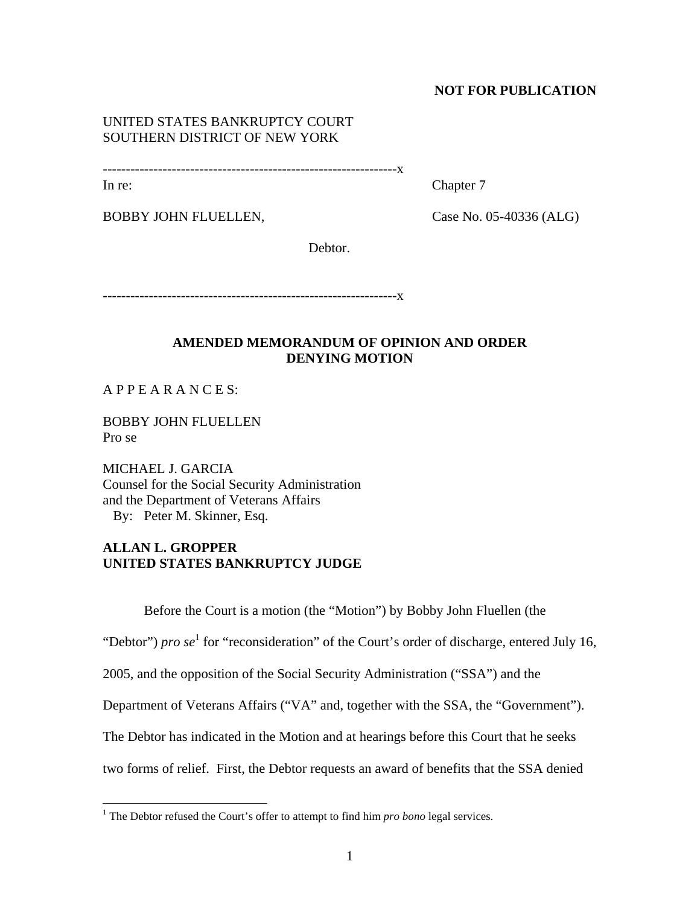**NOT FOR PUBLICATION**

UNITED STATES BANKRUPTCY COURT
SOUTHERN DISTRICT OF NEW YORK

---------------------------------------------------------------x

In re: Chapter 7

BOBBY JOHN FLUELLEN, Case No. 05-40336 (ALG)

Debtor.

---------------------------------------------------------------x

**AMENDED MEMORANDUM OF OPINION AND ORDER DENYING MOTION**

A P P E A R A N C E S:

BOBBY JOHN FLUELLEN
Pro se

MICHAEL J. GARCIA
Counsel for the Social Security Administration
and the Department of Veterans Affairs
By: Peter M. Skinner, Esq.

**ALLAN L. GROPPER**
**UNITED STATES BANKRUPTCY JUDGE**

Before the Court is a motion (the "Motion") by Bobby John Fluellen (the "Debtor") *pro se*[1] for "reconsideration" of the Court's order of discharge, entered July 16, 2005, and the opposition of the Social Security Administration ("SSA") and the Department of Veterans Affairs ("VA" and, together with the SSA, the "Government"). The Debtor has indicated in the Motion and at hearings before this Court that he seeks two forms of relief. First, the Debtor requests an award of benefits that the SSA denied

[1] The Debtor refused the Court's offer to attempt to find him *pro bono* legal services.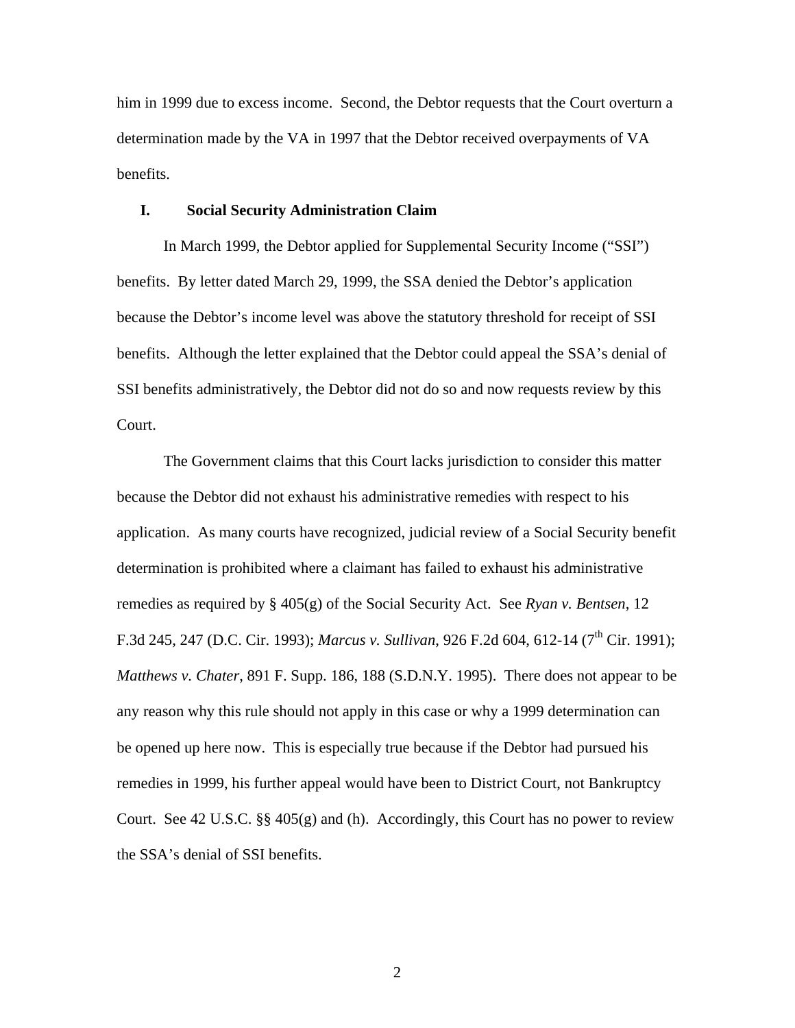him in 1999 due to excess income. Second, the Debtor requests that the Court overturn a determination made by the VA in 1997 that the Debtor received overpayments of VA benefits.

## I. Social Security Administration Claim

In March 1999, the Debtor applied for Supplemental Security Income ("SSI") benefits. By letter dated March 29, 1999, the SSA denied the Debtor's application because the Debtor's income level was above the statutory threshold for receipt of SSI benefits. Although the letter explained that the Debtor could appeal the SSA's denial of SSI benefits administratively, the Debtor did not do so and now requests review by this Court.

The Government claims that this Court lacks jurisdiction to consider this matter because the Debtor did not exhaust his administrative remedies with respect to his application. As many courts have recognized, judicial review of a Social Security benefit determination is prohibited where a claimant has failed to exhaust his administrative remedies as required by § 405(g) of the Social Security Act. See *Ryan v. Bentsen*, 12 F.3d 245, 247 (D.C. Cir. 1993); *Marcus v. Sullivan*, 926 F.2d 604, 612-14 (7th Cir. 1991); *Matthews v. Chater*, 891 F. Supp. 186, 188 (S.D.N.Y. 1995). There does not appear to be any reason why this rule should not apply in this case or why a 1999 determination can be opened up here now. This is especially true because if the Debtor had pursued his remedies in 1999, his further appeal would have been to District Court, not Bankruptcy Court. See 42 U.S.C. §§ 405(g) and (h). Accordingly, this Court has no power to review the SSA's denial of SSI benefits.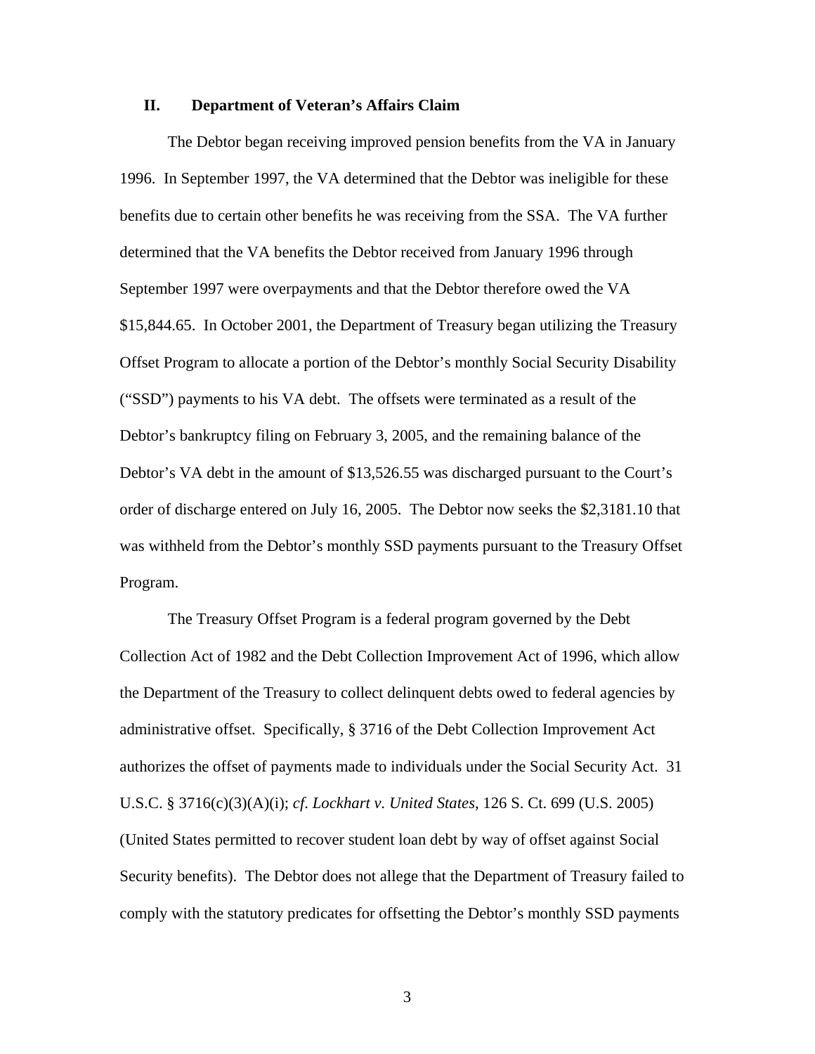## II. Department of Veteran's Affairs Claim

The Debtor began receiving improved pension benefits from the VA in January 1996. In September 1997, the VA determined that the Debtor was ineligible for these benefits due to certain other benefits he was receiving from the SSA. The VA further determined that the VA benefits the Debtor received from January 1996 through September 1997 were overpayments and that the Debtor therefore owed the VA $15,844.65. In October 2001, the Department of Treasury began utilizing the Treasury Offset Program to allocate a portion of the Debtor's monthly Social Security Disability ("SSD") payments to his VA debt. The offsets were terminated as a result of the Debtor's bankruptcy filing on February 3, 2005, and the remaining balance of the Debtor's VA debt in the amount of $13,526.55 was discharged pursuant to the Court's order of discharge entered on July 16, 2005. The Debtor now seeks the $2,3181.10 that was withheld from the Debtor's monthly SSD payments pursuant to the Treasury Offset Program.

The Treasury Offset Program is a federal program governed by the Debt Collection Act of 1982 and the Debt Collection Improvement Act of 1996, which allow the Department of the Treasury to collect delinquent debts owed to federal agencies by administrative offset. Specifically, § 3716 of the Debt Collection Improvement Act authorizes the offset of payments made to individuals under the Social Security Act. 31 U.S.C. § 3716(c)(3)(A)(i); *cf. Lockhart v. United States*, 126 S. Ct. 699 (U.S. 2005) (United States permitted to recover student loan debt by way of offset against Social Security benefits). The Debtor does not allege that the Department of Treasury failed to comply with the statutory predicates for offsetting the Debtor's monthly SSD payments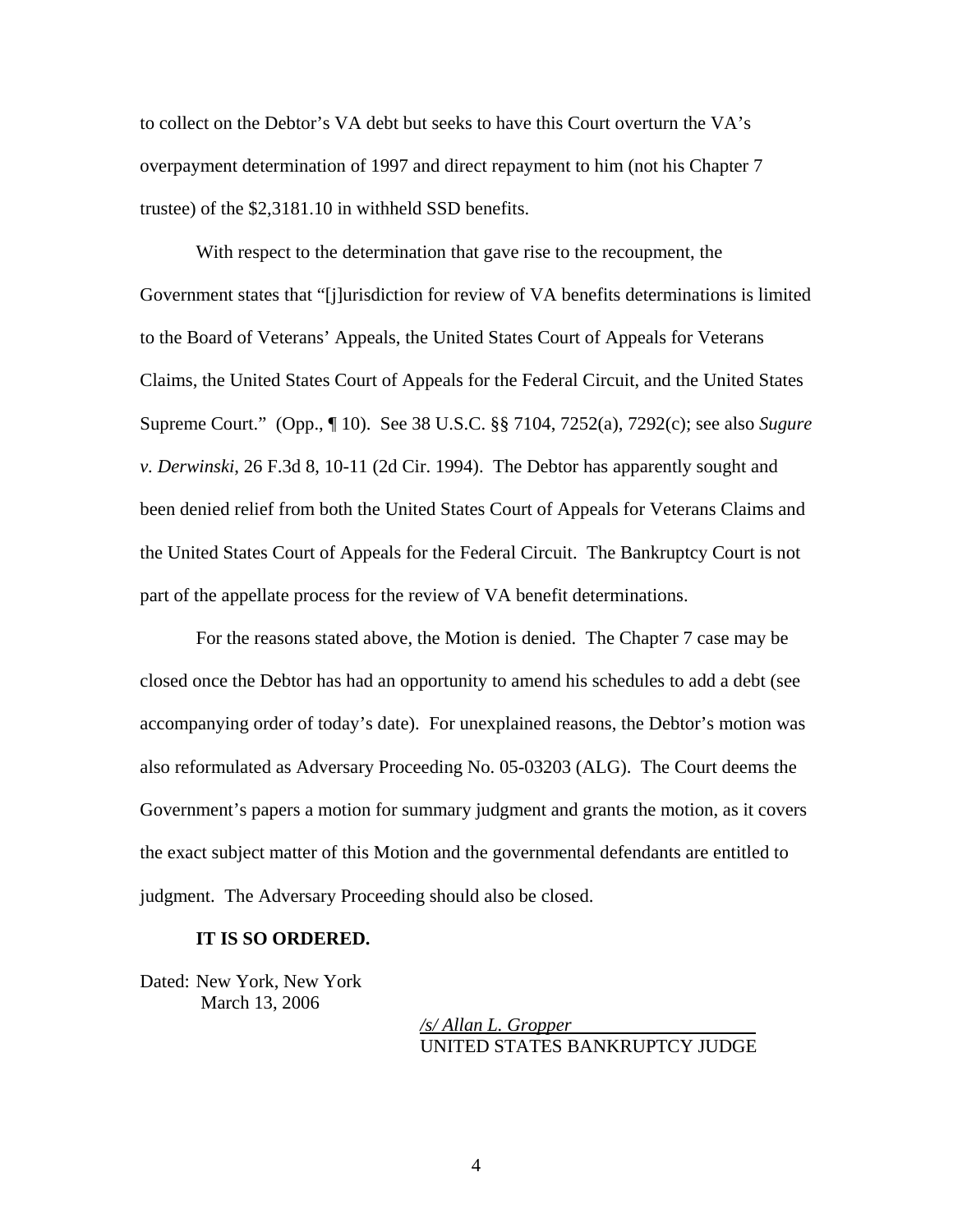to collect on the Debtor's VA debt but seeks to have this Court overturn the VA's overpayment determination of 1997 and direct repayment to him (not his Chapter 7 trustee) of the $2,3181.10 in withheld SSD benefits.

With respect to the determination that gave rise to the recoupment, the Government states that "[j]urisdiction for review of VA benefits determinations is limited to the Board of Veterans' Appeals, the United States Court of Appeals for Veterans Claims, the United States Court of Appeals for the Federal Circuit, and the United States Supreme Court." (Opp., ¶ 10). See 38 U.S.C. §§ 7104, 7252(a), 7292(c); see also *Sugure v. Derwinski*, 26 F.3d 8, 10-11 (2d Cir. 1994). The Debtor has apparently sought and been denied relief from both the United States Court of Appeals for Veterans Claims and the United States Court of Appeals for the Federal Circuit. The Bankruptcy Court is not part of the appellate process for the review of VA benefit determinations.

For the reasons stated above, the Motion is denied. The Chapter 7 case may be closed once the Debtor has had an opportunity to amend his schedules to add a debt (see accompanying order of today's date). For unexplained reasons, the Debtor's motion was also reformulated as Adversary Proceeding No. 05-03203 (ALG). The Court deems the Government's papers a motion for summary judgment and grants the motion, as it covers the exact subject matter of this Motion and the governmental defendants are entitled to judgment. The Adversary Proceeding should also be closed.

**IT IS SO ORDERED.**

Dated: New York, New York
March 13, 2006

*/s/ Allan L. Gropper*
UNITED STATES BANKRUPTCY JUDGE